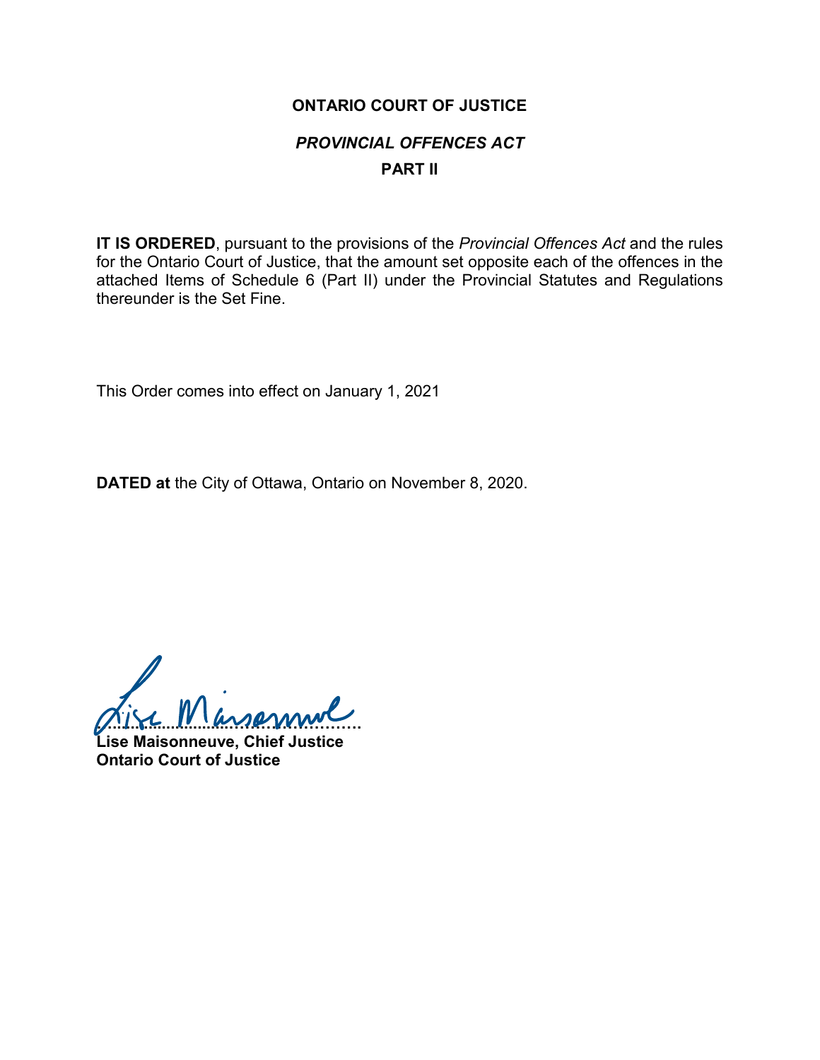# ONTARIO COURT OF JUSTICE

## *PROVINCIAL OFFENCES ACT*

## PART II

**IT IS ORDERED**, pursuant to the provisions of the *Provincial Offences Act* and the rules for the Ontario Court of Justice, that the amount set opposite each of the offences in the attached Items of Schedule 6 (Part II) under the Provincial Statutes and Regulations thereunder is the Set Fine.

This Order comes into effect on January 1, 2021

**DATED at** the City of Ottawa, Ontario on November 8, 2020.

…………………………………………

**Lise Maisonneuve, Chief Justice**
**Ontario Court of Justice**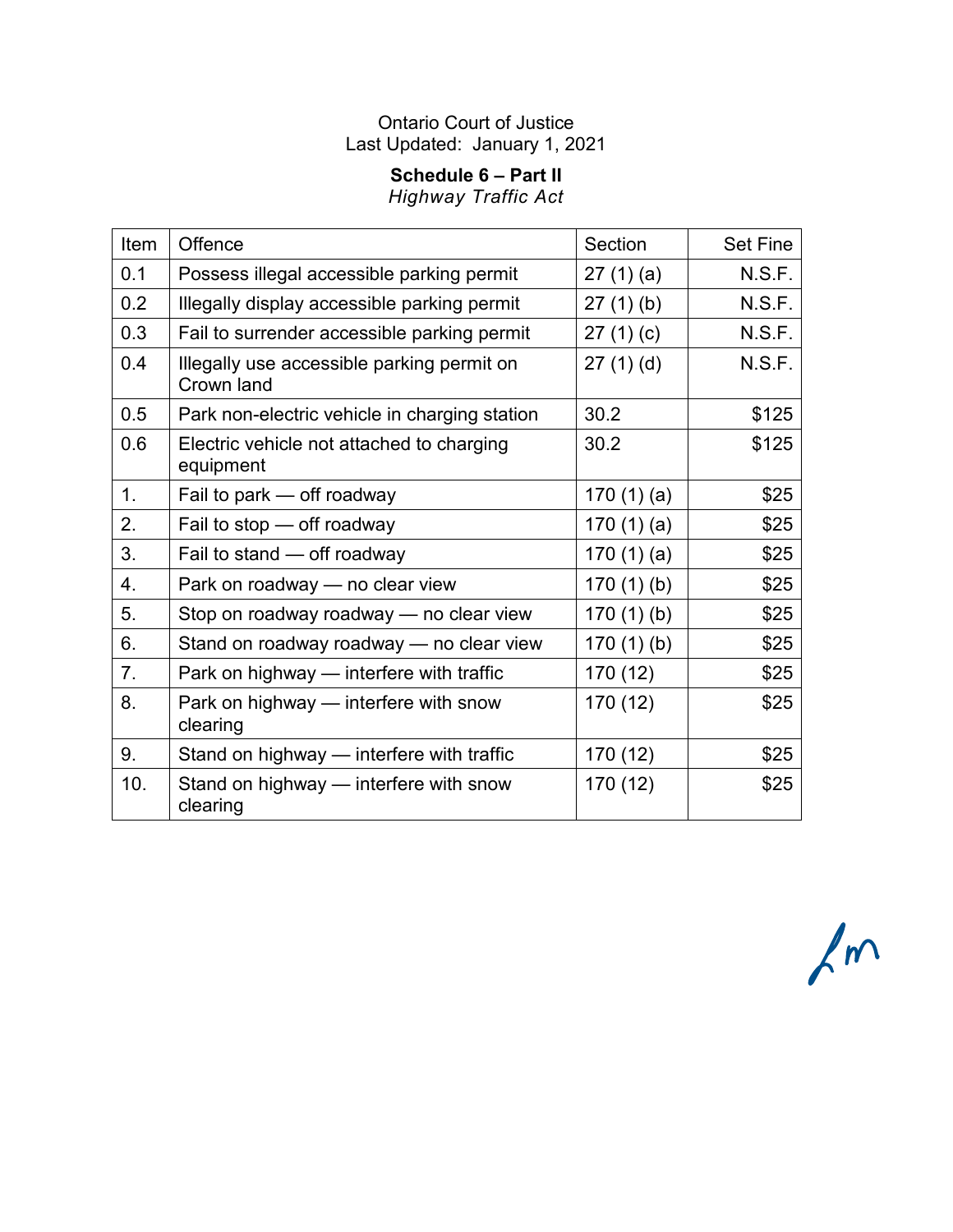Ontario Court of Justice
Last Updated: January 1, 2021

**Schedule 6 – Part II**
*Highway Traffic Act*

| Item | Offence | Section | Set Fine |
|---|---|---|---|
| 0.1 | Possess illegal accessible parking permit | 27 (1) (a) | N.S.F. |
| 0.2 | Illegally display accessible parking permit | 27 (1) (b) | N.S.F. |
| 0.3 | Fail to surrender accessible parking permit | 27 (1) (c) | N.S.F. |
| 0.4 | Illegally use accessible parking permit on Crown land | 27 (1) (d) | N.S.F. |
| 0.5 | Park non-electric vehicle in charging station | 30.2 | $125 |
| 0.6 | Electric vehicle not attached to charging equipment | 30.2 | $125 |
| 1. | Fail to park — off roadway | 170 (1) (a) | $25 |
| 2. | Fail to stop — off roadway | 170 (1) (a) | $25 |
| 3. | Fail to stand — off roadway | 170 (1) (a) | $25 |
| 4. | Park on roadway — no clear view | 170 (1) (b) | $25 |
| 5. | Stop on roadway roadway — no clear view | 170 (1) (b) | $25 |
| 6. | Stand on roadway roadway — no clear view | 170 (1) (b) | $25 |
| 7. | Park on highway — interfere with traffic | 170 (12) | $25 |
| 8. | Park on highway — interfere with snow clearing | 170 (12) | $25 |
| 9. | Stand on highway — interfere with traffic | 170 (12) | $25 |
| 10. | Stand on highway — interfere with snow clearing | 170 (12) | $25 |